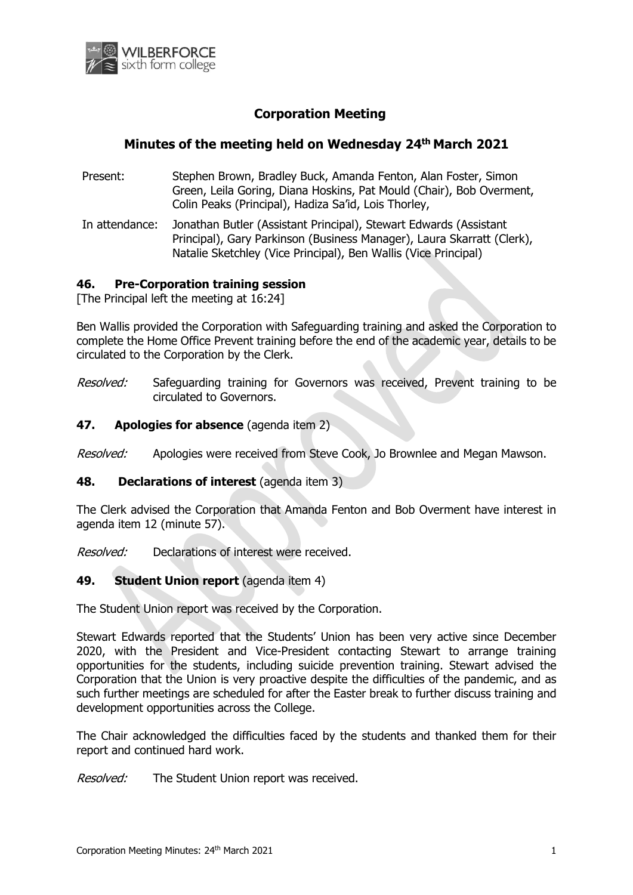# Corporation Meeting

## Minutes of the meeting held on Wednesday 24th March 2021

Present: Stephen Brown, Bradley Buck, Amanda Fenton, Alan Foster, Simon Green, Leila Goring, Diana Hoskins, Pat Mould (Chair), Bob Overment, Colin Peaks (Principal), Hadiza Sa'id, Lois Thorley,

In attendance: Jonathan Butler (Assistant Principal), Stewart Edwards (Assistant Principal), Gary Parkinson (Business Manager), Laura Skarratt (Clerk), Natalie Sketchley (Vice Principal), Ben Wallis (Vice Principal)

### 46. Pre-Corporation training session

[The Principal left the meeting at 16:24]

Ben Wallis provided the Corporation with Safeguarding training and asked the Corporation to complete the Home Office Prevent training before the end of the academic year, details to be circulated to the Corporation by the Clerk.

*Resolved:* Safeguarding training for Governors was received, Prevent training to be circulated to Governors.

### 47. Apologies for absence (agenda item 2)

*Resolved:* Apologies were received from Steve Cook, Jo Brownlee and Megan Mawson.

### 48. Declarations of interest (agenda item 3)

The Clerk advised the Corporation that Amanda Fenton and Bob Overment have interest in agenda item 12 (minute 57).

*Resolved:* Declarations of interest were received.

### 49. Student Union report (agenda item 4)

The Student Union report was received by the Corporation.

Stewart Edwards reported that the Students' Union has been very active since December 2020, with the President and Vice-President contacting Stewart to arrange training opportunities for the students, including suicide prevention training. Stewart advised the Corporation that the Union is very proactive despite the difficulties of the pandemic, and as such further meetings are scheduled for after the Easter break to further discuss training and development opportunities across the College.

The Chair acknowledged the difficulties faced by the students and thanked them for their report and continued hard work.

*Resolved:* The Student Union report was received.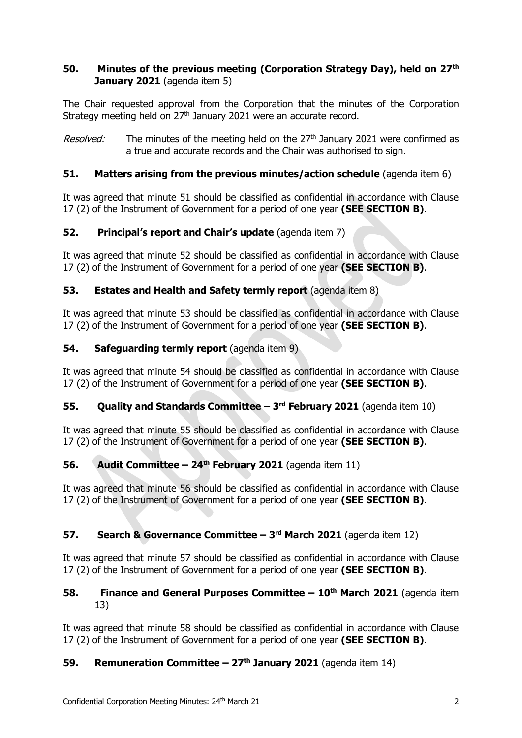**50. Minutes of the previous meeting (Corporation Strategy Day), held on 27th January 2021** (agenda item 5)

The Chair requested approval from the Corporation that the minutes of the Corporation Strategy meeting held on 27th January 2021 were an accurate record.

*Resolved:* The minutes of the meeting held on the 27th January 2021 were confirmed as a true and accurate records and the Chair was authorised to sign.

**51. Matters arising from the previous minutes/action schedule** (agenda item 6)

It was agreed that minute 51 should be classified as confidential in accordance with Clause 17 (2) of the Instrument of Government for a period of one year **(SEE SECTION B)**.

**52. Principal's report and Chair's update** (agenda item 7)

It was agreed that minute 52 should be classified as confidential in accordance with Clause 17 (2) of the Instrument of Government for a period of one year **(SEE SECTION B)**.

**53. Estates and Health and Safety termly report** (agenda item 8)

It was agreed that minute 53 should be classified as confidential in accordance with Clause 17 (2) of the Instrument of Government for a period of one year **(SEE SECTION B)**.

**54. Safeguarding termly report** (agenda item 9)

It was agreed that minute 54 should be classified as confidential in accordance with Clause 17 (2) of the Instrument of Government for a period of one year **(SEE SECTION B)**.

**55. Quality and Standards Committee – 3rd February 2021** (agenda item 10)

It was agreed that minute 55 should be classified as confidential in accordance with Clause 17 (2) of the Instrument of Government for a period of one year **(SEE SECTION B)**.

**56. Audit Committee – 24th February 2021** (agenda item 11)

It was agreed that minute 56 should be classified as confidential in accordance with Clause 17 (2) of the Instrument of Government for a period of one year **(SEE SECTION B)**.

**57. Search & Governance Committee – 3rd March 2021** (agenda item 12)

It was agreed that minute 57 should be classified as confidential in accordance with Clause 17 (2) of the Instrument of Government for a period of one year **(SEE SECTION B)**.

**58. Finance and General Purposes Committee – 10th March 2021** (agenda item 13)

It was agreed that minute 58 should be classified as confidential in accordance with Clause 17 (2) of the Instrument of Government for a period of one year **(SEE SECTION B)**.

**59. Remuneration Committee – 27th January 2021** (agenda item 14)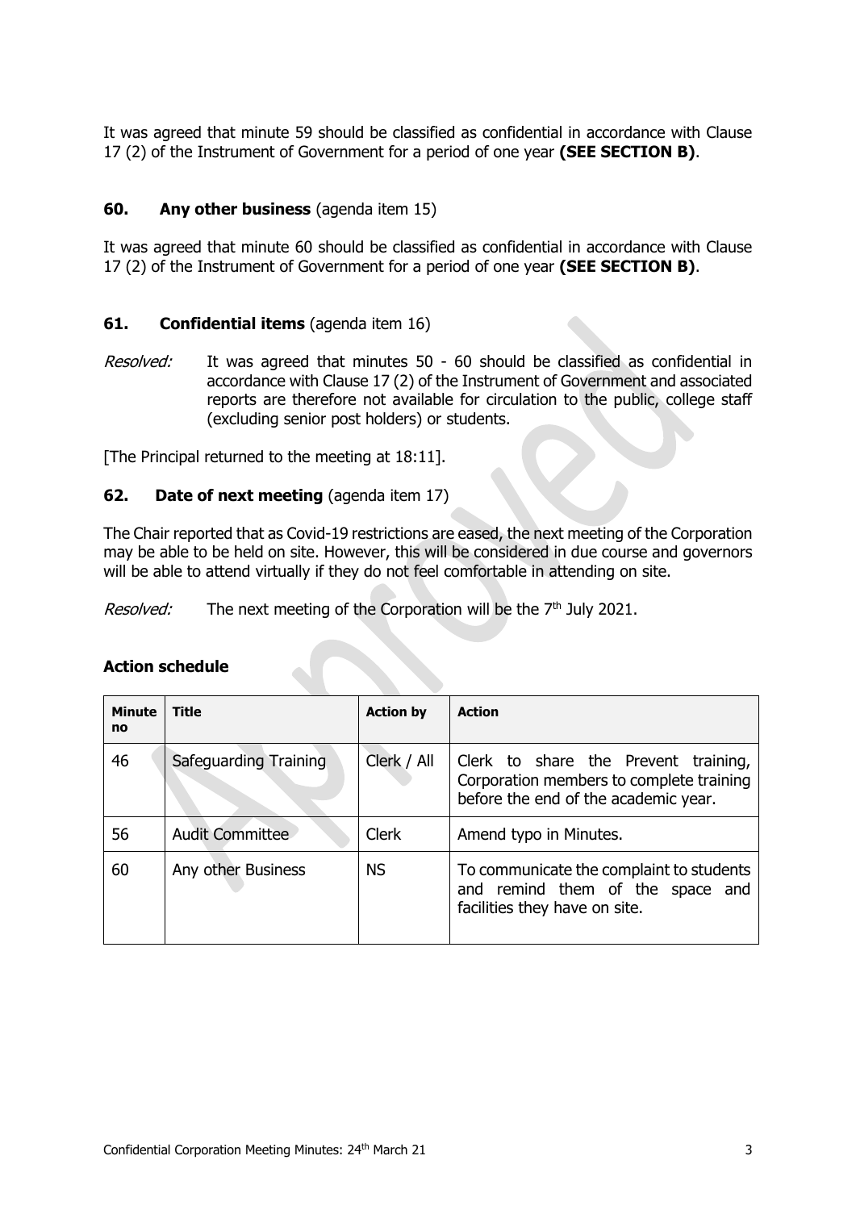It was agreed that minute 59 should be classified as confidential in accordance with Clause 17 (2) of the Instrument of Government for a period of one year **(SEE SECTION B)**.

### 60. Any other business (agenda item 15)

It was agreed that minute 60 should be classified as confidential in accordance with Clause 17 (2) of the Instrument of Government for a period of one year **(SEE SECTION B)**.

### 61. Confidential items (agenda item 16)

*Resolved:* It was agreed that minutes 50 - 60 should be classified as confidential in accordance with Clause 17 (2) of the Instrument of Government and associated reports are therefore not available for circulation to the public, college staff (excluding senior post holders) or students.

[The Principal returned to the meeting at 18:11].

### 62. Date of next meeting (agenda item 17)

The Chair reported that as Covid-19 restrictions are eased, the next meeting of the Corporation may be able to be held on site. However, this will be considered in due course and governors will be able to attend virtually if they do not feel comfortable in attending on site.

*Resolved:* The next meeting of the Corporation will be the 7th July 2021.

### Action schedule

| Minute no | Title | Action by | Action |
|---|---|---|---|
| 46 | Safeguarding Training | Clerk / All | Clerk to share the Prevent training, Corporation members to complete training before the end of the academic year. |
| 56 | Audit Committee | Clerk | Amend typo in Minutes. |
| 60 | Any other Business | NS | To communicate the complaint to students and remind them of the space and facilities they have on site. |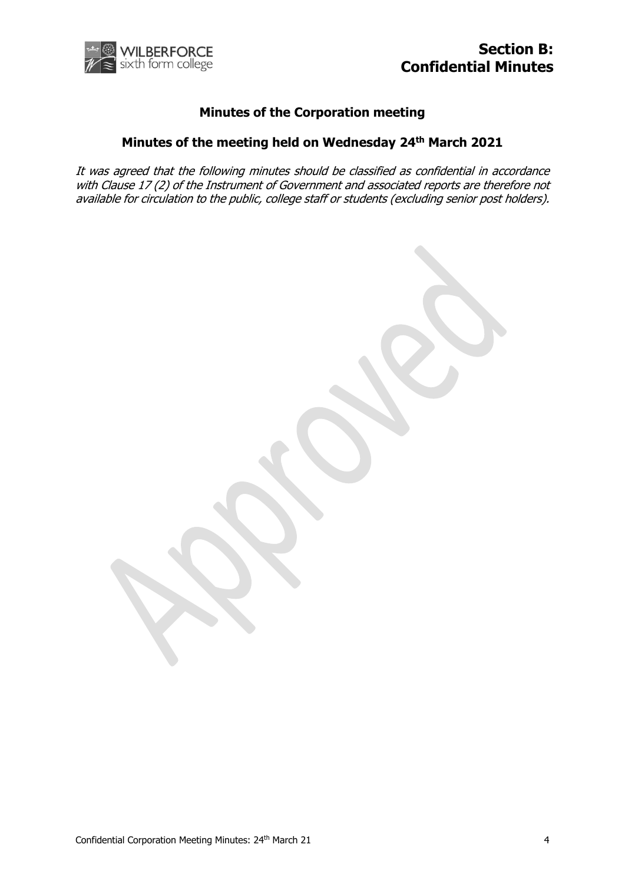# Section B: Confidential Minutes

## Minutes of the Corporation meeting

## Minutes of the meeting held on Wednesday 24th March 2021

*It was agreed that the following minutes should be classified as confidential in accordance with Clause 17 (2) of the Instrument of Government and associated reports are therefore not available for circulation to the public, college staff or students (excluding senior post holders).*